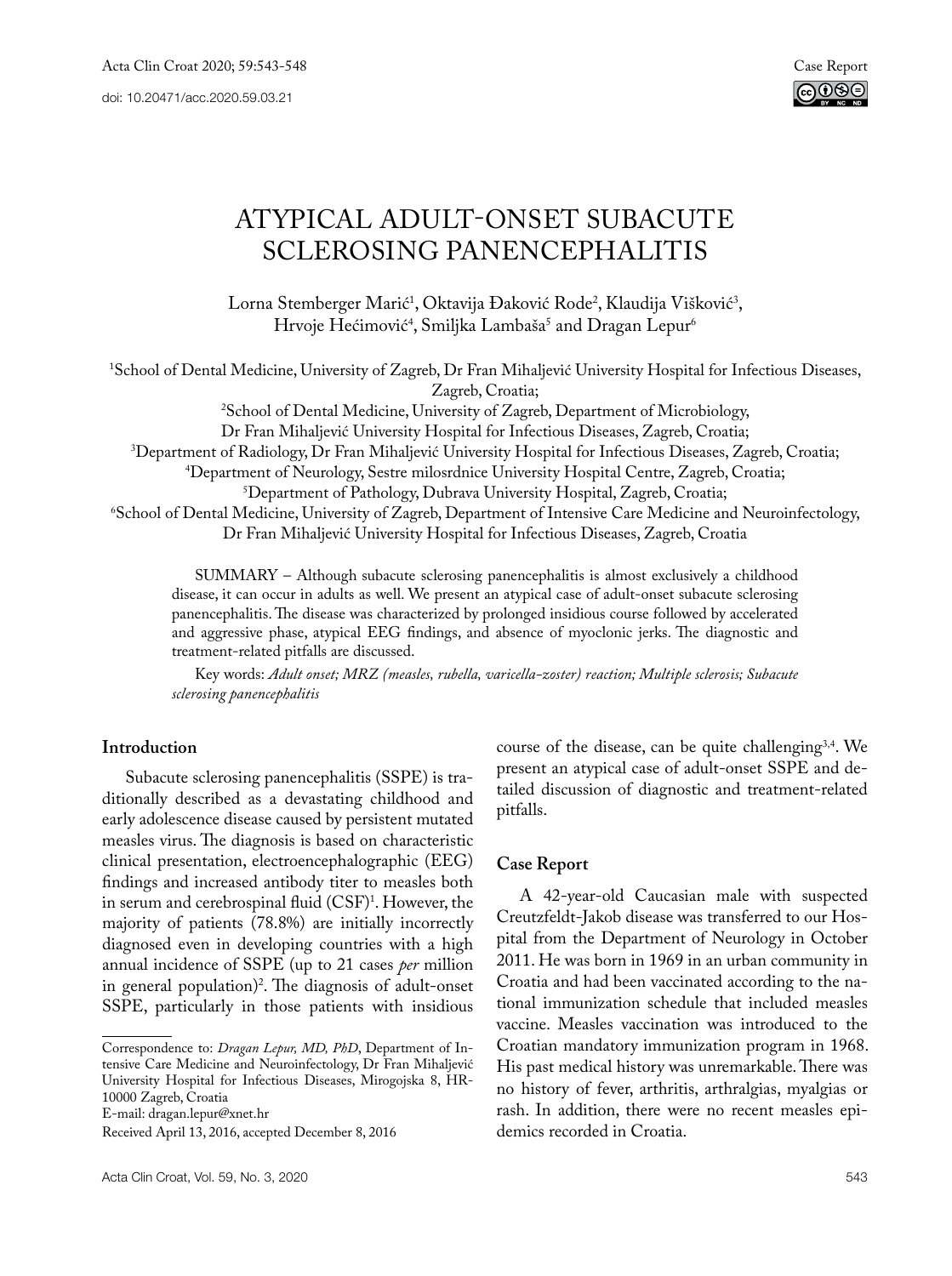Case Report

doi: 10.20471/acc.2020.59.03.21

# ATYPICAL ADULT-ONSET SUBACUTE SCLEROSING PANENCEPHALITIS

Lorna Stemberger Marić[1], Oktavija Đaković Rode[2], Klaudija Višković[3], Hrvoje Hećimović[4], Smiljka Lambaša[5] and Dragan Lepur[6]

[1]School of Dental Medicine, University of Zagreb, Dr Fran Mihaljević University Hospital for Infectious Diseases, Zagreb, Croatia;
[2]School of Dental Medicine, University of Zagreb, Department of Microbiology, Dr Fran Mihaljević University Hospital for Infectious Diseases, Zagreb, Croatia;
[3]Department of Radiology, Dr Fran Mihaljević University Hospital for Infectious Diseases, Zagreb, Croatia;
[4]Department of Neurology, Sestre milosrdnice University Hospital Centre, Zagreb, Croatia;
[5]Department of Pathology, Dubrava University Hospital, Zagreb, Croatia;
[6]School of Dental Medicine, University of Zagreb, Department of Intensive Care Medicine and Neuroinfectology, Dr Fran Mihaljević University Hospital for Infectious Diseases, Zagreb, Croatia

SUMMARY – Although subacute sclerosing panencephalitis is almost exclusively a childhood disease, it can occur in adults as well. We present an atypical case of adult-onset subacute sclerosing panencephalitis. The disease was characterized by prolonged insidious course followed by accelerated and aggressive phase, atypical EEG findings, and absence of myoclonic jerks. The diagnostic and treatment-related pitfalls are discussed.

Key words: *Adult onset; MRZ (measles, rubella, varicella-zoster) reaction; Multiple sclerosis; Subacute sclerosing panencephalitis*

## Introduction

Subacute sclerosing panencephalitis (SSPE) is traditionally described as a devastating childhood and early adolescence disease caused by persistent mutated measles virus. The diagnosis is based on characteristic clinical presentation, electroencephalographic (EEG) findings and increased antibody titer to measles both in serum and cerebrospinal fluid (CSF)[1]. However, the majority of patients (78.8%) are initially incorrectly diagnosed even in developing countries with a high annual incidence of SSPE (up to 21 cases *per* million in general population)[2]. The diagnosis of adult-onset SSPE, particularly in those patients with insidious course of the disease, can be quite challenging[3,4]. We present an atypical case of adult-onset SSPE and detailed discussion of diagnostic and treatment-related pitfalls.

## Case Report

A 42-year-old Caucasian male with suspected Creutzfeldt-Jakob disease was transferred to our Hospital from the Department of Neurology in October 2011. He was born in 1969 in an urban community in Croatia and had been vaccinated according to the national immunization schedule that included measles vaccine. Measles vaccination was introduced to the Croatian mandatory immunization program in 1968. His past medical history was unremarkable. There was no history of fever, arthritis, arthralgias, myalgias or rash. In addition, there were no recent measles epidemics recorded in Croatia.

Correspondence to: *Dragan Lepur, MD, PhD*, Department of Intensive Care Medicine and Neuroinfectology, Dr Fran Mihaljević University Hospital for Infectious Diseases, Mirogojska 8, HR-10000 Zagreb, Croatia
E-mail: dragan.lepur@xnet.hr

Received April 13, 2016, accepted December 8, 2016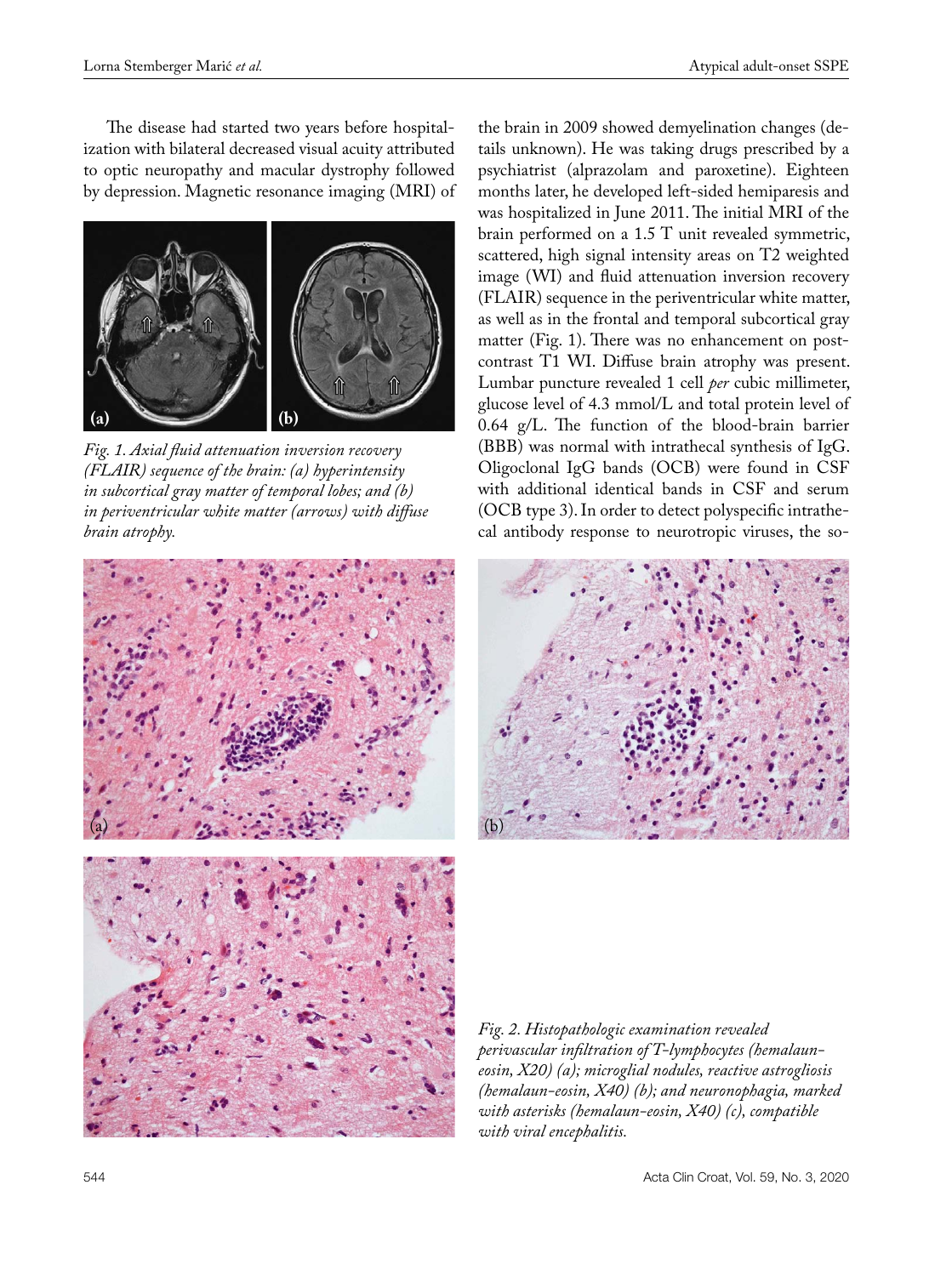The disease had started two years before hospitalization with bilateral decreased visual acuity attributed to optic neuropathy and macular dystrophy followed by depression. Magnetic resonance imaging (MRI) of the brain in 2009 showed demyelination changes (details unknown). He was taking drugs prescribed by a psychiatrist (alprazolam and paroxetine). Eighteen months later, he developed left-sided hemiparesis and was hospitalized in June 2011. The initial MRI of the brain performed on a 1.5 T unit revealed symmetric, scattered, high signal intensity areas on T2 weighted image (WI) and fluid attenuation inversion recovery (FLAIR) sequence in the periventricular white matter, as well as in the frontal and temporal subcortical gray matter (Fig. 1). There was no enhancement on postcontrast T1 WI. Diffuse brain atrophy was present. Lumbar puncture revealed 1 cell *per* cubic millimeter, glucose level of 4.3 mmol/L and total protein level of 0.64 g/L. The function of the blood-brain barrier (BBB) was normal with intrathecal synthesis of IgG. Oligoclonal IgG bands (OCB) were found in CSF with additional identical bands in CSF and serum (OCB type 3). In order to detect polyspecific intrathecal antibody response to neurotropic viruses, the so-

*Fig. 1. Axial fluid attenuation inversion recovery (FLAIR) sequence of the brain: (a) hyperintensity in subcortical gray matter of temporal lobes; and (b) in periventricular white matter (arrows) with diffuse brain atrophy.*

*Fig. 2. Histopathologic examination revealed perivascular infiltration of T-lymphocytes (hemalaun-eosin, X20) (a); microglial nodules, reactive astrogliosis (hemalaun-eosin, X40) (b); and neuronophagia, marked with asterisks (hemalaun-eosin, X40) (c), compatible with viral encephalitis.*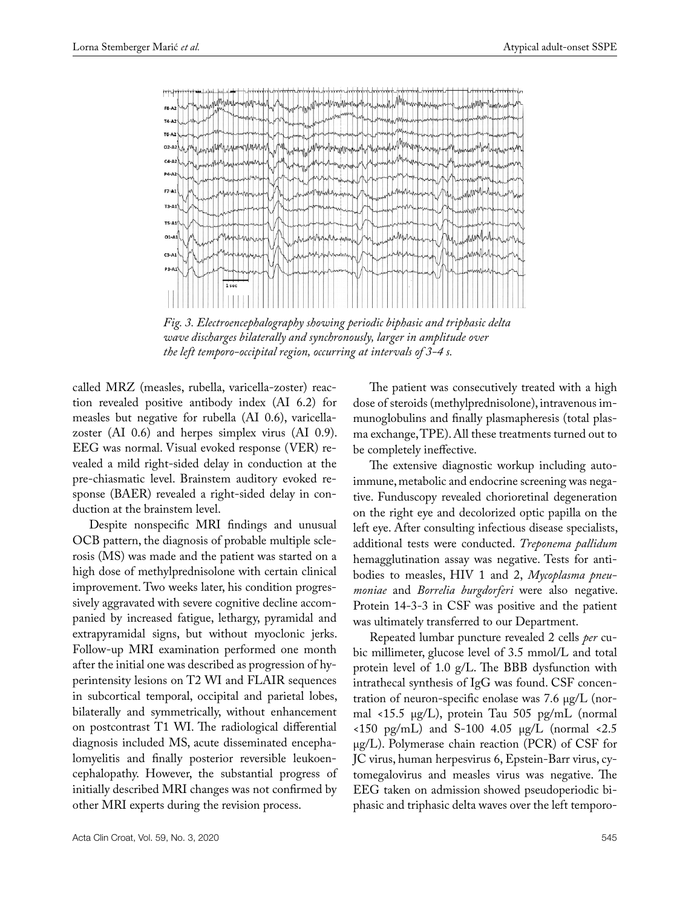*Fig. 3. Electroencephalography showing periodic biphasic and triphasic delta wave discharges bilaterally and synchronously, larger in amplitude over the left temporo-occipital region, occurring at intervals of 3-4 s.*

called MRZ (measles, rubella, varicella-zoster) reaction revealed positive antibody index (AI 6.2) for measles but negative for rubella (AI 0.6), varicella-zoster (AI 0.6) and herpes simplex virus (AI 0.9). EEG was normal. Visual evoked response (VER) revealed a mild right-sided delay in conduction at the pre-chiasmatic level. Brainstem auditory evoked response (BAER) revealed a right-sided delay in conduction at the brainstem level.

Despite nonspecific MRI findings and unusual OCB pattern, the diagnosis of probable multiple sclerosis (MS) was made and the patient was started on a high dose of methylprednisolone with certain clinical improvement. Two weeks later, his condition progressively aggravated with severe cognitive decline accompanied by increased fatigue, lethargy, pyramidal and extrapyramidal signs, but without myoclonic jerks. Follow-up MRI examination performed one month after the initial one was described as progression of hyperintensity lesions on T2 WI and FLAIR sequences in subcortical temporal, occipital and parietal lobes, bilaterally and symmetrically, without enhancement on postcontrast T1 WI. The radiological differential diagnosis included MS, acute disseminated encephalomyelitis and finally posterior reversible leukoencephalopathy. However, the substantial progress of initially described MRI changes was not confirmed by other MRI experts during the revision process.

The patient was consecutively treated with a high dose of steroids (methylprednisolone), intravenous immunoglobulins and finally plasmapheresis (total plasma exchange, TPE). All these treatments turned out to be completely ineffective.

The extensive diagnostic workup including autoimmune, metabolic and endocrine screening was negative. Funduscopy revealed chorioretinal degeneration on the right eye and decolorized optic papilla on the left eye. After consulting infectious disease specialists, additional tests were conducted. *Treponema pallidum* hemagglutination assay was negative. Tests for antibodies to measles, HIV 1 and 2, *Mycoplasma pneumoniae* and *Borrelia burgdorferi* were also negative. Protein 14-3-3 in CSF was positive and the patient was ultimately transferred to our Department.

Repeated lumbar puncture revealed 2 cells *per* cubic millimeter, glucose level of 3.5 mmol/L and total protein level of 1.0 g/L. The BBB dysfunction with intrathecal synthesis of IgG was found. CSF concentration of neuron-specific enolase was 7.6 μg/L (normal <15.5 μg/L), protein Tau 505 pg/mL (normal <150 pg/mL) and S-100 4.05 μg/L (normal <2.5 μg/L). Polymerase chain reaction (PCR) of CSF for JC virus, human herpesvirus 6, Epstein-Barr virus, cytomegalovirus and measles virus was negative. The EEG taken on admission showed pseudoperiodic biphasic and triphasic delta waves over the left temporo-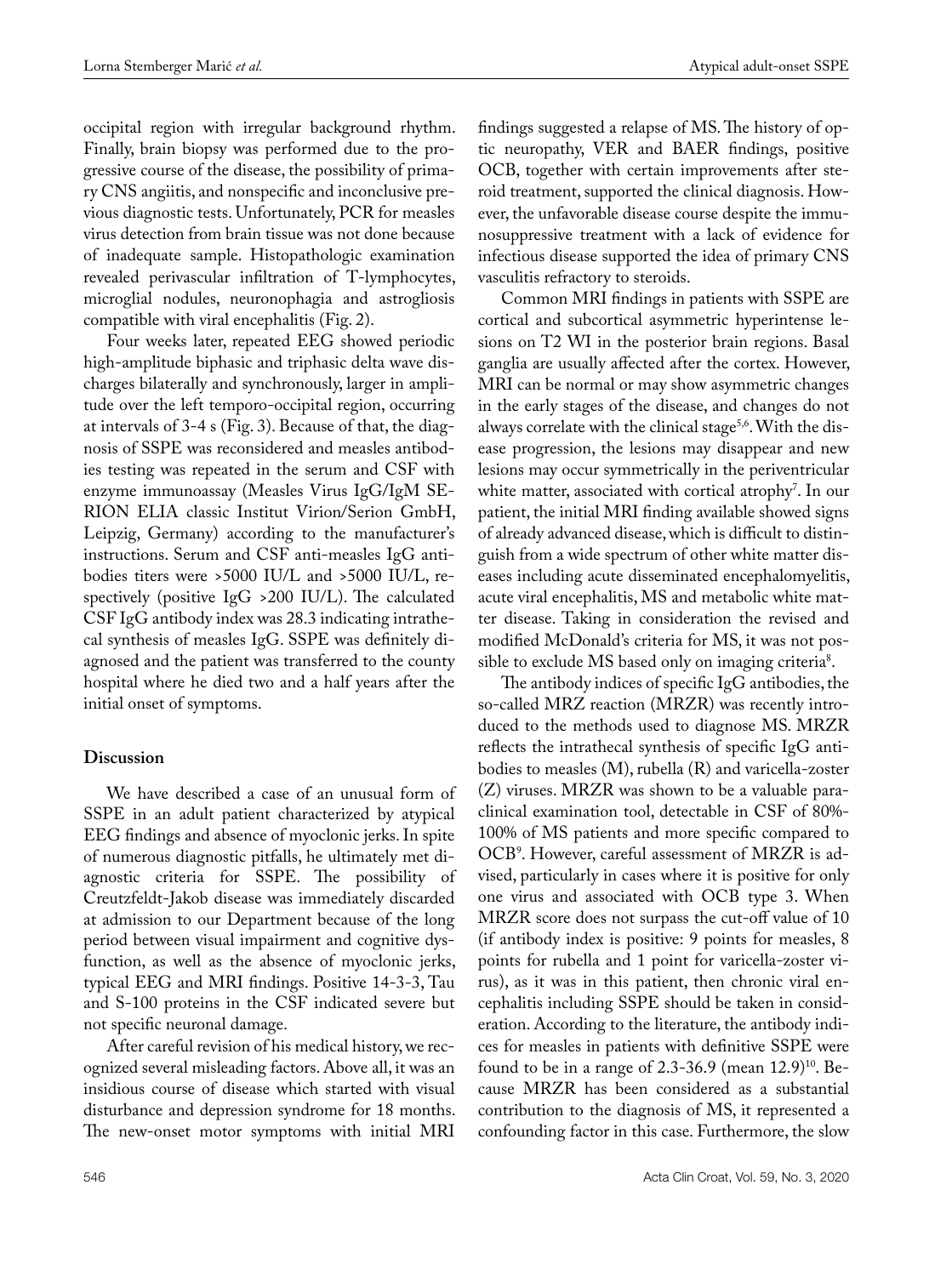occipital region with irregular background rhythm. Finally, brain biopsy was performed due to the progressive course of the disease, the possibility of primary CNS angiitis, and nonspecific and inconclusive previous diagnostic tests. Unfortunately, PCR for measles virus detection from brain tissue was not done because of inadequate sample. Histopathologic examination revealed perivascular infiltration of T-lymphocytes, microglial nodules, neuronophagia and astrogliosis compatible with viral encephalitis (Fig. 2).

Four weeks later, repeated EEG showed periodic high-amplitude biphasic and triphasic delta wave discharges bilaterally and synchronously, larger in amplitude over the left temporo-occipital region, occurring at intervals of 3-4 s (Fig. 3). Because of that, the diagnosis of SSPE was reconsidered and measles antibodies testing was repeated in the serum and CSF with enzyme immunoassay (Measles Virus IgG/IgM SERION ELIA classic Institut Virion/Serion GmbH, Leipzig, Germany) according to the manufacturer's instructions. Serum and CSF anti-measles IgG antibodies titers were >5000 IU/L and >5000 IU/L, respectively (positive IgG >200 IU/L). The calculated CSF IgG antibody index was 28.3 indicating intrathecal synthesis of measles IgG. SSPE was definitely diagnosed and the patient was transferred to the county hospital where he died two and a half years after the initial onset of symptoms.

## Discussion

We have described a case of an unusual form of SSPE in an adult patient characterized by atypical EEG findings and absence of myoclonic jerks. In spite of numerous diagnostic pitfalls, he ultimately met diagnostic criteria for SSPE. The possibility of Creutzfeldt-Jakob disease was immediately discarded at admission to our Department because of the long period between visual impairment and cognitive dysfunction, as well as the absence of myoclonic jerks, typical EEG and MRI findings. Positive 14-3-3, Tau and S-100 proteins in the CSF indicated severe but not specific neuronal damage.

After careful revision of his medical history, we recognized several misleading factors. Above all, it was an insidious course of disease which started with visual disturbance and depression syndrome for 18 months. The new-onset motor symptoms with initial MRI findings suggested a relapse of MS. The history of optic neuropathy, VER and BAER findings, positive OCB, together with certain improvements after steroid treatment, supported the clinical diagnosis. However, the unfavorable disease course despite the immunosuppressive treatment with a lack of evidence for infectious disease supported the idea of primary CNS vasculitis refractory to steroids.

Common MRI findings in patients with SSPE are cortical and subcortical asymmetric hyperintense lesions on T2 WI in the posterior brain regions. Basal ganglia are usually affected after the cortex. However, MRI can be normal or may show asymmetric changes in the early stages of the disease, and changes do not always correlate with the clinical stage[5,6]. With the disease progression, the lesions may disappear and new lesions may occur symmetrically in the periventricular white matter, associated with cortical atrophy[7]. In our patient, the initial MRI finding available showed signs of already advanced disease, which is difficult to distinguish from a wide spectrum of other white matter diseases including acute disseminated encephalomyelitis, acute viral encephalitis, MS and metabolic white matter disease. Taking in consideration the revised and modified McDonald's criteria for MS, it was not possible to exclude MS based only on imaging criteria[8].

The antibody indices of specific IgG antibodies, the so-called MRZ reaction (MRZR) was recently introduced to the methods used to diagnose MS. MRZR reflects the intrathecal synthesis of specific IgG antibodies to measles (M), rubella (R) and varicella-zoster (Z) viruses. MRZR was shown to be a valuable paraclinical examination tool, detectable in CSF of 80%-100% of MS patients and more specific compared to OCB[9]. However, careful assessment of MRZR is advised, particularly in cases where it is positive for only one virus and associated with OCB type 3. When MRZR score does not surpass the cut-off value of 10 (if antibody index is positive: 9 points for measles, 8 points for rubella and 1 point for varicella-zoster virus), as it was in this patient, then chronic viral encephalitis including SSPE should be taken in consideration. According to the literature, the antibody indices for measles in patients with definitive SSPE were found to be in a range of 2.3-36.9 (mean 12.9)[10]. Because MRZR has been considered as a substantial contribution to the diagnosis of MS, it represented a confounding factor in this case. Furthermore, the slow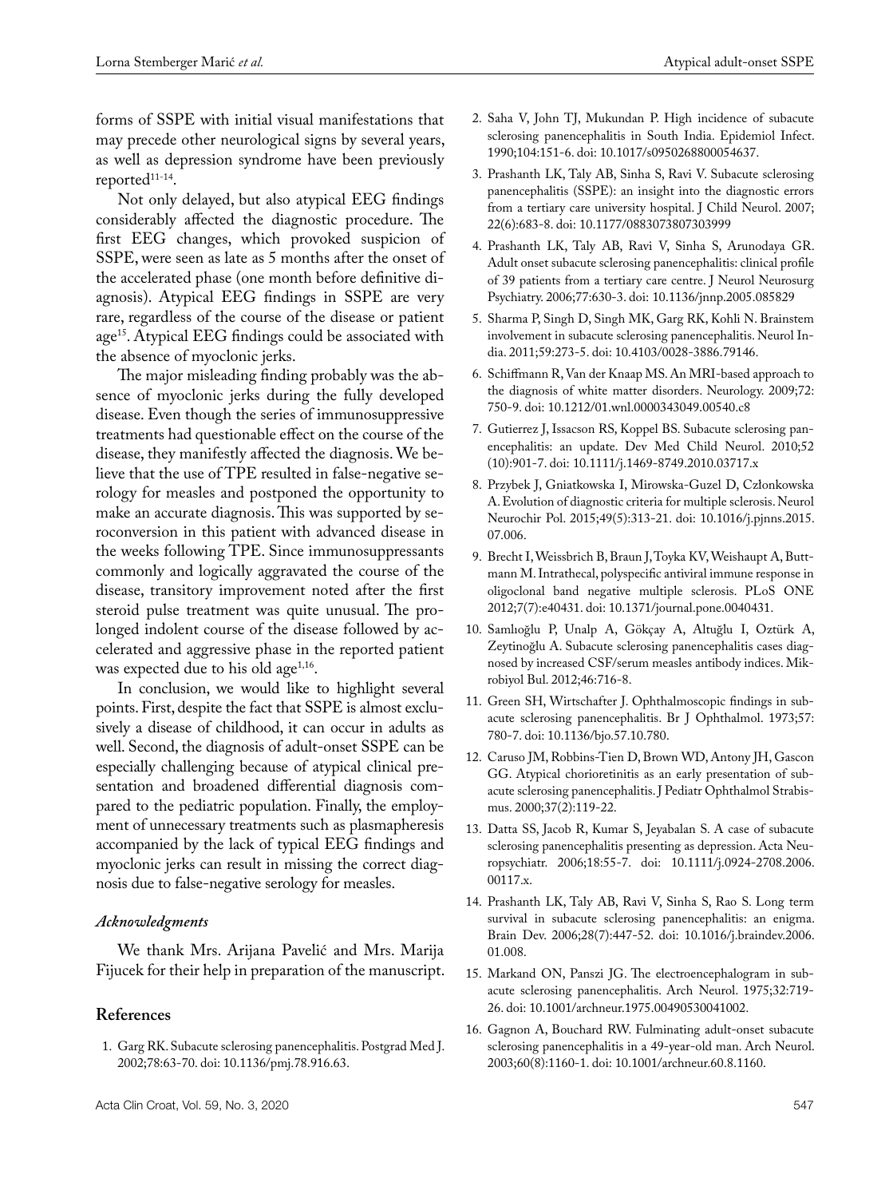forms of SSPE with initial visual manifestations that may precede other neurological signs by several years, as well as depression syndrome have been previously reported[11-14].

Not only delayed, but also atypical EEG findings considerably affected the diagnostic procedure. The first EEG changes, which provoked suspicion of SSPE, were seen as late as 5 months after the onset of the accelerated phase (one month before definitive diagnosis). Atypical EEG findings in SSPE are very rare, regardless of the course of the disease or patient age[15]. Atypical EEG findings could be associated with the absence of myoclonic jerks.

The major misleading finding probably was the absence of myoclonic jerks during the fully developed disease. Even though the series of immunosuppressive treatments had questionable effect on the course of the disease, they manifestly affected the diagnosis. We believe that the use of TPE resulted in false-negative serology for measles and postponed the opportunity to make an accurate diagnosis. This was supported by seroconversion in this patient with advanced disease in the weeks following TPE. Since immunosuppressants commonly and logically aggravated the course of the disease, transitory improvement noted after the first steroid pulse treatment was quite unusual. The prolonged indolent course of the disease followed by accelerated and aggressive phase in the reported patient was expected due to his old age[1,16].

In conclusion, we would like to highlight several points. First, despite the fact that SSPE is almost exclusively a disease of childhood, it can occur in adults as well. Second, the diagnosis of adult-onset SSPE can be especially challenging because of atypical clinical presentation and broadened differential diagnosis compared to the pediatric population. Finally, the employment of unnecessary treatments such as plasmapheresis accompanied by the lack of typical EEG findings and myoclonic jerks can result in missing the correct diagnosis due to false-negative serology for measles.

### *Acknowledgments*

We thank Mrs. Arijana Pavelić and Mrs. Marija Fijucek for their help in preparation of the manuscript.

## References

1. Garg RK. Subacute sclerosing panencephalitis. Postgrad Med J. 2002;78:63-70. doi: 10.1136/pmj.78.916.63.
2. Saha V, John TJ, Mukundan P. High incidence of subacute sclerosing panencephalitis in South India. Epidemiol Infect. 1990;104:151-6. doi: 10.1017/s0950268800054637.
3. Prashanth LK, Taly AB, Sinha S, Ravi V. Subacute sclerosing panencephalitis (SSPE): an insight into the diagnostic errors from a tertiary care university hospital. J Child Neurol. 2007; 22(6):683-8. doi: 10.1177/0883073807303999
4. Prashanth LK, Taly AB, Ravi V, Sinha S, Arunodaya GR. Adult onset subacute sclerosing panencephalitis: clinical profile of 39 patients from a tertiary care centre. J Neurol Neurosurg Psychiatry. 2006;77:630-3. doi: 10.1136/jnnp.2005.085829
5. Sharma P, Singh D, Singh MK, Garg RK, Kohli N. Brainstem involvement in subacute sclerosing panencephalitis. Neurol India. 2011;59:273-5. doi: 10.4103/0028-3886.79146.
6. Schiffmann R, Van der Knaap MS. An MRI-based approach to the diagnosis of white matter disorders. Neurology. 2009;72: 750-9. doi: 10.1212/01.wnl.0000343049.00540.c8
7. Gutierrez J, Issacson RS, Koppel BS. Subacute sclerosing panencephalitis: an update. Dev Med Child Neurol. 2010;52 (10):901-7. doi: 10.1111/j.1469-8749.2010.03717.x
8. Przybek J, Gniatkowska I, Mirowska-Guzel D, Członkowska A. Evolution of diagnostic criteria for multiple sclerosis. Neurol Neurochir Pol. 2015;49(5):313-21. doi: 10.1016/j.pjnns.2015. 07.006.
9. Brecht I, Weissbrich B, Braun J, Toyka KV, Weishaupt A, Buttmann M. Intrathecal, polyspecific antiviral immune response in oligoclonal band negative multiple sclerosis. PLoS ONE 2012;7(7):e40431. doi: 10.1371/journal.pone.0040431.
10. Samlıoğlu P, Unalp A, Gökçay A, Altuğlu I, Oztürk A, Zeytinoğlu A. Subacute sclerosing panencephalitis cases diagnosed by increased CSF/serum measles antibody indices. Mikrobiyol Bul. 2012;46:716-8.
11. Green SH, Wirtschafter J. Ophthalmoscopic findings in subacute sclerosing panencephalitis. Br J Ophthalmol. 1973;57: 780-7. doi: 10.1136/bjo.57.10.780.
12. Caruso JM, Robbins-Tien D, Brown WD, Antony JH, Gascon GG. Atypical chorioretinitis as an early presentation of subacute sclerosing panencephalitis. J Pediatr Ophthalmol Strabismus. 2000;37(2):119-22.
13. Datta SS, Jacob R, Kumar S, Jeyabalan S. A case of subacute sclerosing panencephalitis presenting as depression. Acta Neuropsychiatr. 2006;18:55-7. doi: 10.1111/j.0924-2708.2006. 00117.x.
14. Prashanth LK, Taly AB, Ravi V, Sinha S, Rao S. Long term survival in subacute sclerosing panencephalitis: an enigma. Brain Dev. 2006;28(7):447-52. doi: 10.1016/j.braindev.2006. 01.008.
15. Markand ON, Panszi JG. The electroencephalogram in subacute sclerosing panencephalitis. Arch Neurol. 1975;32:719-26. doi: 10.1001/archneur.1975.00490530041002.
16. Gagnon A, Bouchard RW. Fulminating adult-onset subacute sclerosing panencephalitis in a 49-year-old man. Arch Neurol. 2003;60(8):1160-1. doi: 10.1001/archneur.60.8.1160.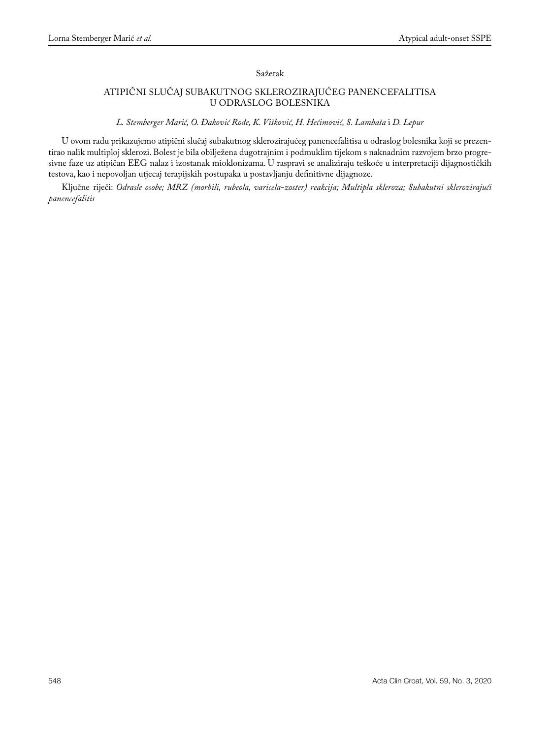Sažetak

## ATIPIČNI SLUČAJ SUBAKUTNOG SKLEROZIRAJUĆEG PANENCEFALITISA U ODRASLOG BOLESNIKA

*L. Stemberger Marić, O. Đaković Rode, K. Višković, H. Hećimović, S. Lambaša* i *D. Lepur*

U ovom radu prikazujemo atipični slučaj subakutnog sklerozirajućeg panencefalitisa u odraslog bolesnika koji se prezentirao nalik multiploj sklerozi. Bolest je bila obilježena dugotrajnim i podmuklim tijekom s naknadnim razvojem brzo progresivne faze uz atipičan EEG nalaz i izostanak mioklonizama. U raspravi se analiziraju teškoće u interpretaciji dijagnostičkih testova, kao i nepovoljan utjecaj terapijskih postupaka u postavljanju definitivne dijagnoze.

Ključne riječi: *Odrasle osobe; MRZ (morbili, rubeola, varicela-zoster) reakcija; Multipla skleroza; Subakutni sklerozirajući panencefalitis*